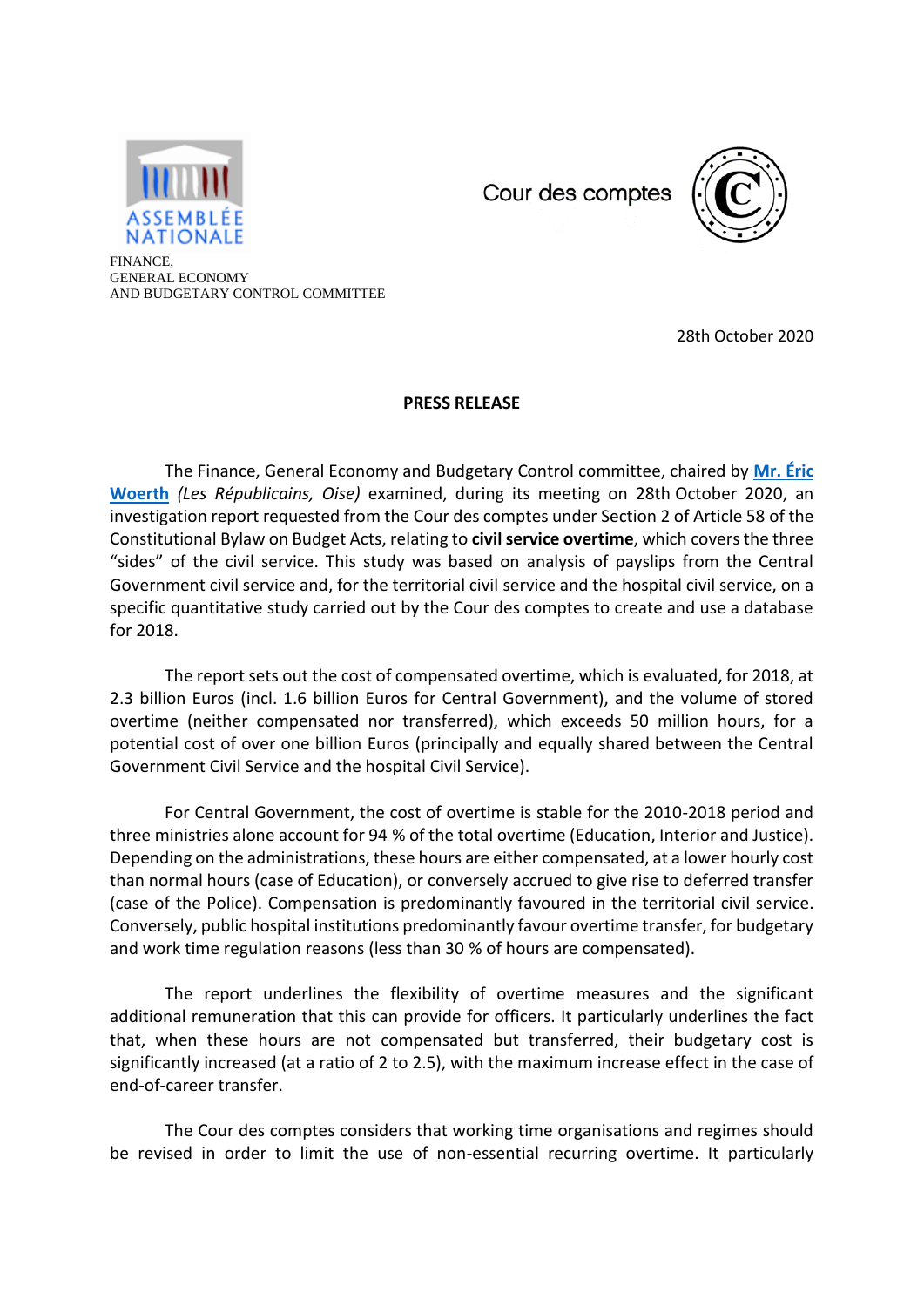ASSEMBLÉE NATIONALE

FINANCE,
GENERAL ECONOMY
AND BUDGETARY CONTROL COMMITTEE

Cour des comptes

28th October 2020

**PRESS RELEASE**

The Finance, General Economy and Budgetary Control committee, chaired by **Mr. Éric Woerth** *(Les Républicains, Oise)* examined, during its meeting on 28th October 2020, an investigation report requested from the Cour des comptes under Section 2 of Article 58 of the Constitutional Bylaw on Budget Acts, relating to **civil service overtime**, which covers the three "sides" of the civil service. This study was based on analysis of payslips from the Central Government civil service and, for the territorial civil service and the hospital civil service, on a specific quantitative study carried out by the Cour des comptes to create and use a database for 2018.

The report sets out the cost of compensated overtime, which is evaluated, for 2018, at 2.3 billion Euros (incl. 1.6 billion Euros for Central Government), and the volume of stored overtime (neither compensated nor transferred), which exceeds 50 million hours, for a potential cost of over one billion Euros (principally and equally shared between the Central Government Civil Service and the hospital Civil Service).

For Central Government, the cost of overtime is stable for the 2010-2018 period and three ministries alone account for 94 % of the total overtime (Education, Interior and Justice). Depending on the administrations, these hours are either compensated, at a lower hourly cost than normal hours (case of Education), or conversely accrued to give rise to deferred transfer (case of the Police). Compensation is predominantly favoured in the territorial civil service. Conversely, public hospital institutions predominantly favour overtime transfer, for budgetary and work time regulation reasons (less than 30 % of hours are compensated).

The report underlines the flexibility of overtime measures and the significant additional remuneration that this can provide for officers. It particularly underlines the fact that, when these hours are not compensated but transferred, their budgetary cost is significantly increased (at a ratio of 2 to 2.5), with the maximum increase effect in the case of end-of-career transfer.

The Cour des comptes considers that working time organisations and regimes should be revised in order to limit the use of non-essential recurring overtime. It particularly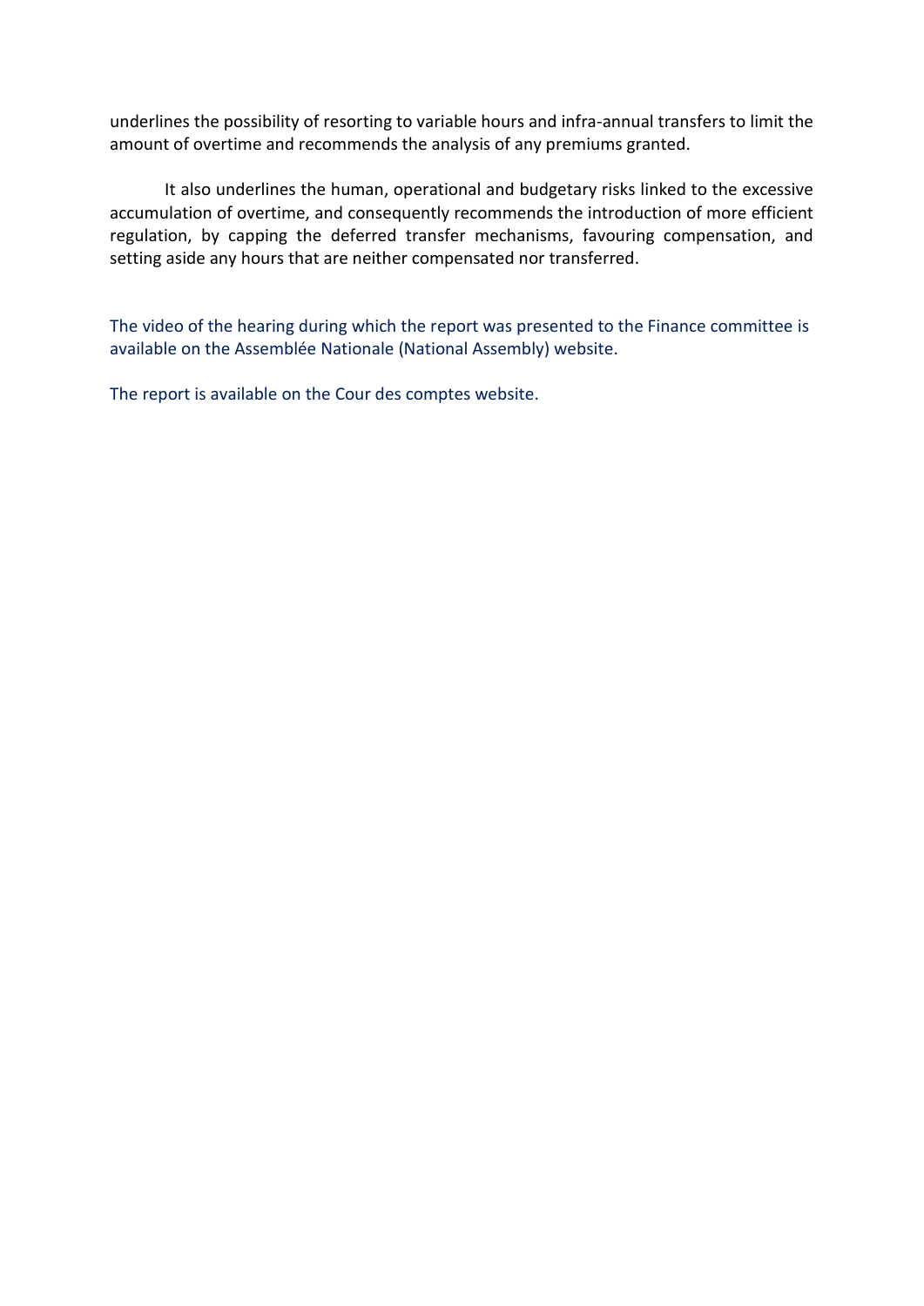underlines the possibility of resorting to variable hours and infra-annual transfers to limit the amount of overtime and recommends the analysis of any premiums granted.

It also underlines the human, operational and budgetary risks linked to the excessive accumulation of overtime, and consequently recommends the introduction of more efficient regulation, by capping the deferred transfer mechanisms, favouring compensation, and setting aside any hours that are neither compensated nor transferred.

The video of the hearing during which the report was presented to the Finance committee is available on the Assemblée Nationale (National Assembly) website.

The report is available on the Cour des comptes website.